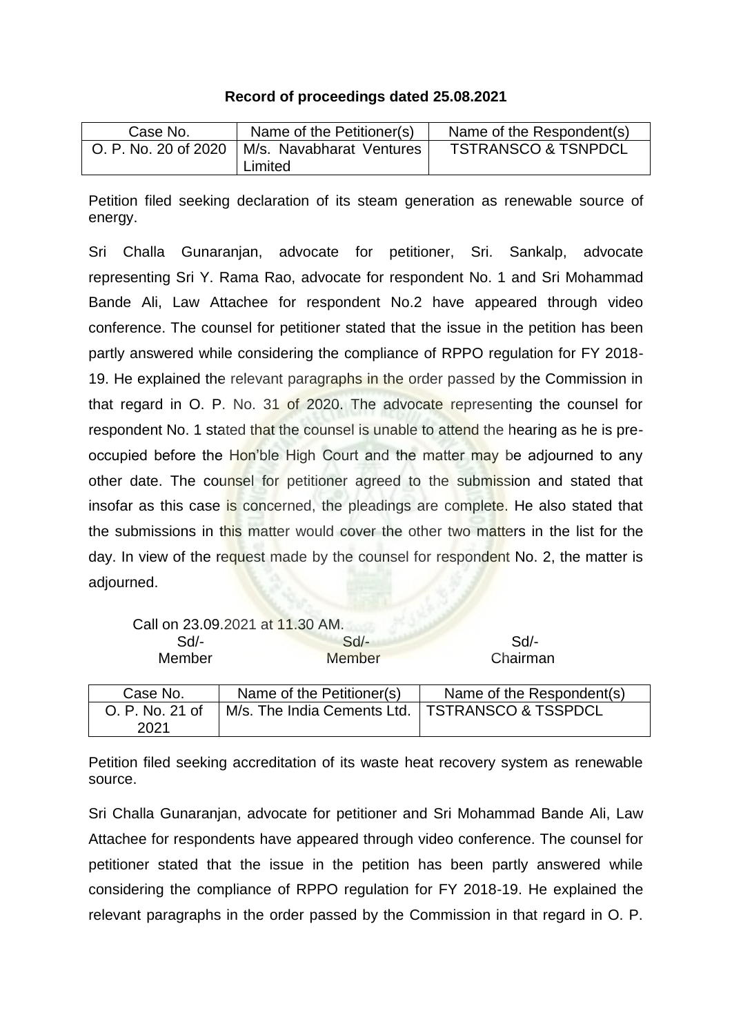**Record of proceedings dated 25.08.2021**

| Case No. | Name of the Petitioner(s) | Name of the Respondent(s) |
|---|---|---|
| O. P. No. 20 of 2020 | M/s. Navabharat Ventures Limited | TSTRANSCO & TSNPDCL |

Petition filed seeking declaration of its steam generation as renewable source of energy.

Sri Challa Gunaranjan, advocate for petitioner, Sri. Sankalp, advocate representing Sri Y. Rama Rao, advocate for respondent No. 1 and Sri Mohammad Bande Ali, Law Attachee for respondent No.2 have appeared through video conference. The counsel for petitioner stated that the issue in the petition has been partly answered while considering the compliance of RPPO regulation for FY 2018-19. He explained the relevant paragraphs in the order passed by the Commission in that regard in O. P. No. 31 of 2020. The advocate representing the counsel for respondent No. 1 stated that the counsel is unable to attend the hearing as he is pre-occupied before the Hon'ble High Court and the matter may be adjourned to any other date. The counsel for petitioner agreed to the submission and stated that insofar as this case is concerned, the pleadings are complete. He also stated that the submissions in this matter would cover the other two matters in the list for the day. In view of the request made by the counsel for respondent No. 2, the matter is adjourned.

Call on 23.09.2021 at 11.30 AM.

| Sd/- | Sd/- | Sd/- |
|---|---|---|
| Member | Member | Chairman |

| Case No. | Name of the Petitioner(s) | Name of the Respondent(s) |
|---|---|---|
| O. P. No. 21 of 2021 | M/s. The India Cements Ltd. | TSTRANSCO & TSSPDCL |

Petition filed seeking accreditation of its waste heat recovery system as renewable source.

Sri Challa Gunaranjan, advocate for petitioner and Sri Mohammad Bande Ali, Law Attachee for respondents have appeared through video conference. The counsel for petitioner stated that the issue in the petition has been partly answered while considering the compliance of RPPO regulation for FY 2018-19. He explained the relevant paragraphs in the order passed by the Commission in that regard in O. P.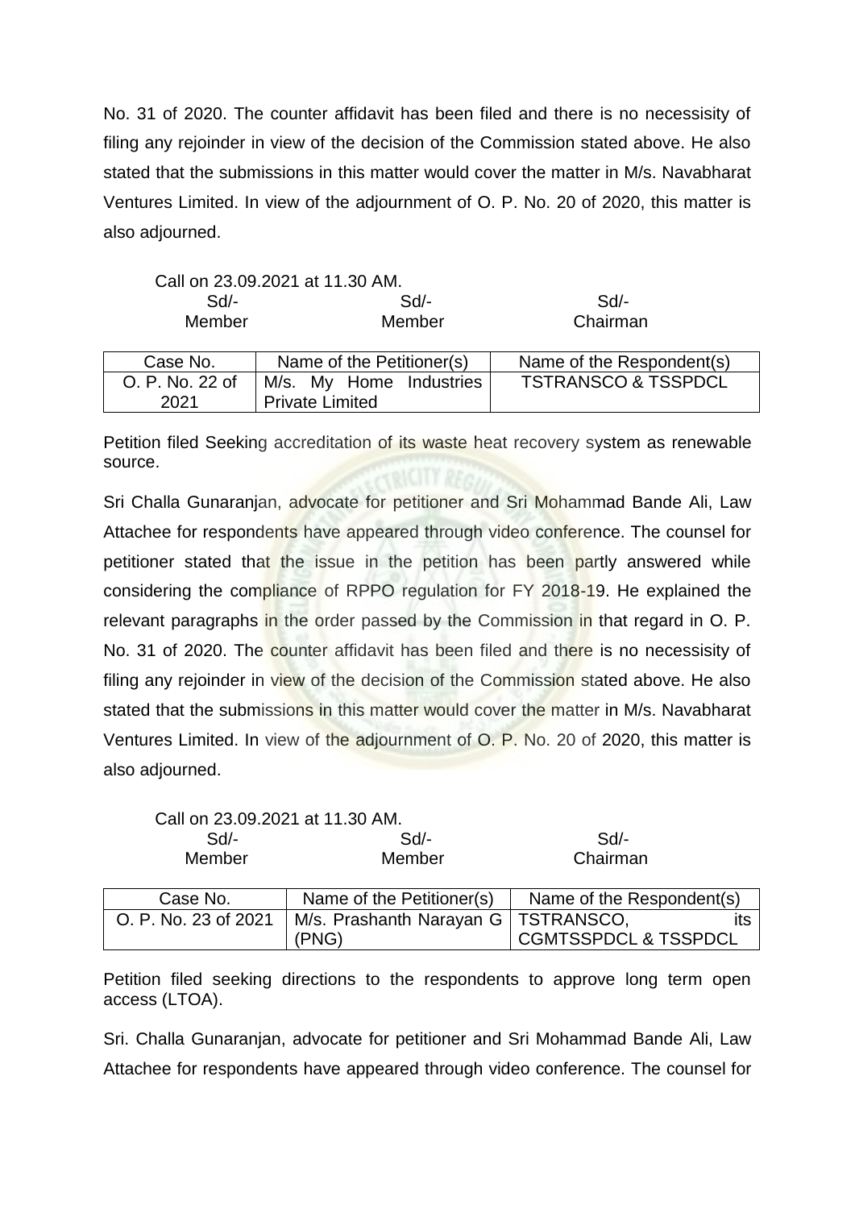No. 31 of 2020. The counter affidavit has been filed and there is no necessisity of filing any rejoinder in view of the decision of the Commission stated above. He also stated that the submissions in this matter would cover the matter in M/s. Navabharat Ventures Limited. In view of the adjournment of O. P. No. 20 of 2020, this matter is also adjourned.

Call on 23.09.2021 at 11.30 AM.

| Sd/- | Sd/- | Sd/- |
|---|---|---|
| Member | Member | Chairman |

| Case No. | Name of the Petitioner(s) | Name of the Respondent(s) |
|---|---|---|
| O. P. No. 22 of 2021 | M/s. My Home Industries Private Limited | TSTRANSCO & TSSPDCL |

Petition filed Seeking accreditation of its waste heat recovery system as renewable source.

Sri Challa Gunaranjan, advocate for petitioner and Sri Mohammad Bande Ali, Law Attachee for respondents have appeared through video conference. The counsel for petitioner stated that the issue in the petition has been partly answered while considering the compliance of RPPO regulation for FY 2018-19. He explained the relevant paragraphs in the order passed by the Commission in that regard in O. P. No. 31 of 2020. The counter affidavit has been filed and there is no necessisity of filing any rejoinder in view of the decision of the Commission stated above. He also stated that the submissions in this matter would cover the matter in M/s. Navabharat Ventures Limited. In view of the adjournment of O. P. No. 20 of 2020, this matter is also adjourned.

Call on 23.09.2021 at 11.30 AM.

| Sd/- | Sd/- | Sd/- |
|---|---|---|
| Member | Member | Chairman |

| Case No. | Name of the Petitioner(s) | Name of the Respondent(s) |
|---|---|---|
| O. P. No. 23 of 2021 | M/s. Prashanth Narayan G (PNG) | TSTRANSCO, its CGMTSSPDCL & TSSPDCL |

Petition filed seeking directions to the respondents to approve long term open access (LTOA).

Sri. Challa Gunaranjan, advocate for petitioner and Sri Mohammad Bande Ali, Law Attachee for respondents have appeared through video conference. The counsel for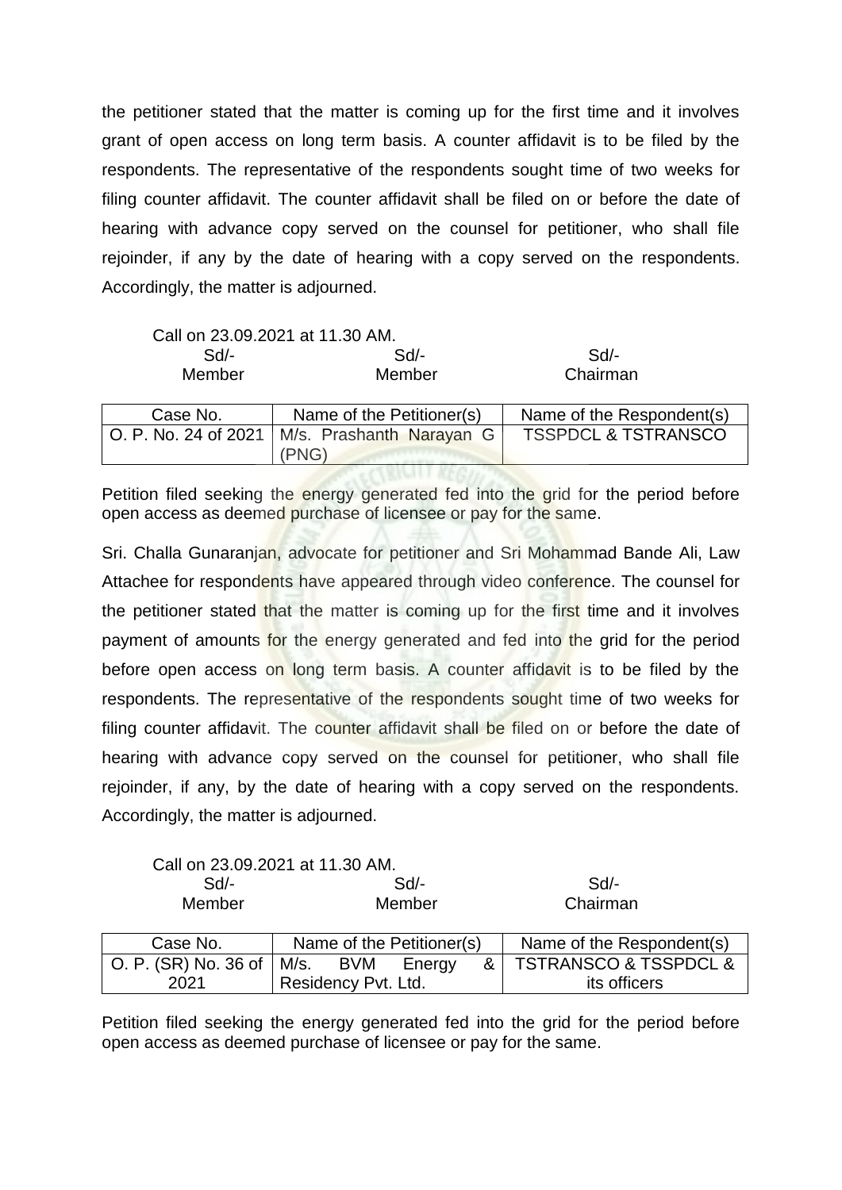the petitioner stated that the matter is coming up for the first time and it involves grant of open access on long term basis. A counter affidavit is to be filed by the respondents. The representative of the respondents sought time of two weeks for filing counter affidavit. The counter affidavit shall be filed on or before the date of hearing with advance copy served on the counsel for petitioner, who shall file rejoinder, if any by the date of hearing with a copy served on the respondents. Accordingly, the matter is adjourned.

Call on 23.09.2021 at 11.30 AM.

| Sd/- | Sd/- | Sd/- |
|---|---|---|
| Member | Member | Chairman |

| Case No. | Name of the Petitioner(s) | Name of the Respondent(s) |
|---|---|---|
| O. P. No. 24 of 2021 | M/s. Prashanth Narayan G (PNG) | TSSPDCL & TSTRANSCO |

Petition filed seeking the energy generated fed into the grid for the period before open access as deemed purchase of licensee or pay for the same.

Sri. Challa Gunaranjan, advocate for petitioner and Sri Mohammad Bande Ali, Law Attachee for respondents have appeared through video conference. The counsel for the petitioner stated that the matter is coming up for the first time and it involves payment of amounts for the energy generated and fed into the grid for the period before open access on long term basis. A counter affidavit is to be filed by the respondents. The representative of the respondents sought time of two weeks for filing counter affidavit. The counter affidavit shall be filed on or before the date of hearing with advance copy served on the counsel for petitioner, who shall file rejoinder, if any, by the date of hearing with a copy served on the respondents. Accordingly, the matter is adjourned.

Call on 23.09.2021 at 11.30 AM.

| Sd/- | Sd/- | Sd/- |
|---|---|---|
| Member | Member | Chairman |

| Case No. | Name of the Petitioner(s) | Name of the Respondent(s) |
|---|---|---|
| O. P. (SR) No. 36 of 2021 | M/s. BVM Energy & Residency Pvt. Ltd. | TSTRANSCO & TSSPDCL & its officers |

Petition filed seeking the energy generated fed into the grid for the period before open access as deemed purchase of licensee or pay for the same.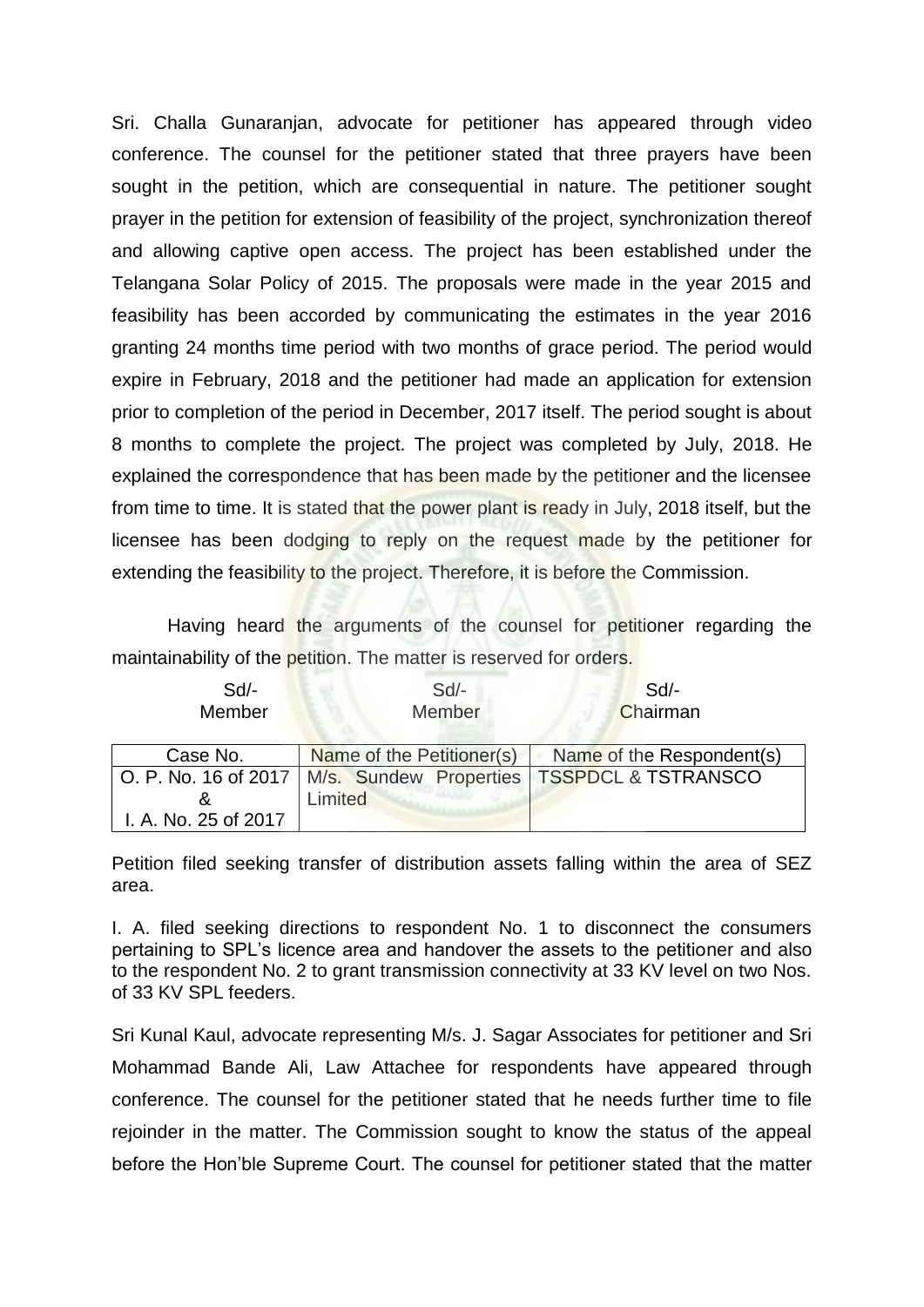Sri. Challa Gunaranjan, advocate for petitioner has appeared through video conference. The counsel for the petitioner stated that three prayers have been sought in the petition, which are consequential in nature. The petitioner sought prayer in the petition for extension of feasibility of the project, synchronization thereof and allowing captive open access. The project has been established under the Telangana Solar Policy of 2015. The proposals were made in the year 2015 and feasibility has been accorded by communicating the estimates in the year 2016 granting 24 months time period with two months of grace period. The period would expire in February, 2018 and the petitioner had made an application for extension prior to completion of the period in December, 2017 itself. The period sought is about 8 months to complete the project. The project was completed by July, 2018. He explained the correspondence that has been made by the petitioner and the licensee from time to time. It is stated that the power plant is ready in July, 2018 itself, but the licensee has been dodging to reply on the request made by the petitioner for extending the feasibility to the project. Therefore, it is before the Commission.

Having heard the arguments of the counsel for petitioner regarding the maintainability of the petition. The matter is reserved for orders.

| Sd/- | Sd/- | Sd/- |
|---|---|---|
| Member | Member | Chairman |

| Case No. | Name of the Petitioner(s) | Name of the Respondent(s) |
|---|---|---|
| O. P. No. 16 of 2017 & I. A. No. 25 of 2017 | M/s. Sundew Properties Limited | TSSPDCL & TSTRANSCO |

Petition filed seeking transfer of distribution assets falling within the area of SEZ area.

I. A. filed seeking directions to respondent No. 1 to disconnect the consumers pertaining to SPL's licence area and handover the assets to the petitioner and also to the respondent No. 2 to grant transmission connectivity at 33 KV level on two Nos. of 33 KV SPL feeders.

Sri Kunal Kaul, advocate representing M/s. J. Sagar Associates for petitioner and Sri Mohammad Bande Ali, Law Attachee for respondents have appeared through conference. The counsel for the petitioner stated that he needs further time to file rejoinder in the matter. The Commission sought to know the status of the appeal before the Hon'ble Supreme Court. The counsel for petitioner stated that the matter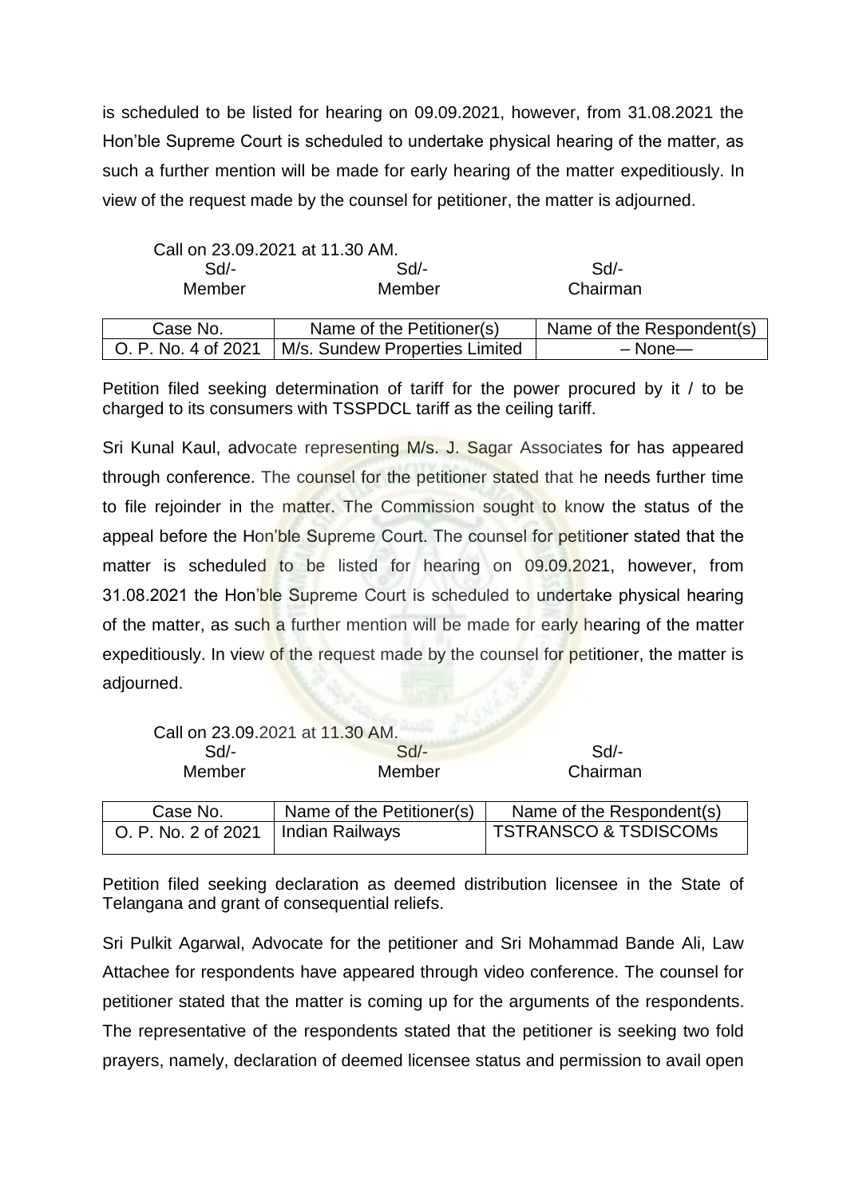is scheduled to be listed for hearing on 09.09.2021, however, from 31.08.2021 the Hon'ble Supreme Court is scheduled to undertake physical hearing of the matter, as such a further mention will be made for early hearing of the matter expeditiously. In view of the request made by the counsel for petitioner, the matter is adjourned.

Call on 23.09.2021 at 11.30 AM.

| Sd/- | Sd/- | Sd/- |
|---|---|---|
| Member | Member | Chairman |

| Case No. | Name of the Petitioner(s) | Name of the Respondent(s) |
|---|---|---|
| O. P. No. 4 of 2021 | M/s. Sundew Properties Limited | – None— |

Petition filed seeking determination of tariff for the power procured by it / to be charged to its consumers with TSSPDCL tariff as the ceiling tariff.

Sri Kunal Kaul, advocate representing M/s. J. Sagar Associates for has appeared through conference. The counsel for the petitioner stated that he needs further time to file rejoinder in the matter. The Commission sought to know the status of the appeal before the Hon'ble Supreme Court. The counsel for petitioner stated that the matter is scheduled to be listed for hearing on 09.09.2021, however, from 31.08.2021 the Hon'ble Supreme Court is scheduled to undertake physical hearing of the matter, as such a further mention will be made for early hearing of the matter expeditiously. In view of the request made by the counsel for petitioner, the matter is adjourned.

Call on 23.09.2021 at 11.30 AM.

| Sd/- | Sd/- | Sd/- |
|---|---|---|
| Member | Member | Chairman |

| Case No. | Name of the Petitioner(s) | Name of the Respondent(s) |
|---|---|---|
| O. P. No. 2 of 2021 | Indian Railways | TSTRANSCO & TSDISCOMs |

Petition filed seeking declaration as deemed distribution licensee in the State of Telangana and grant of consequential reliefs.

Sri Pulkit Agarwal, Advocate for the petitioner and Sri Mohammad Bande Ali, Law Attachee for respondents have appeared through video conference. The counsel for petitioner stated that the matter is coming up for the arguments of the respondents. The representative of the respondents stated that the petitioner is seeking two fold prayers, namely, declaration of deemed licensee status and permission to avail open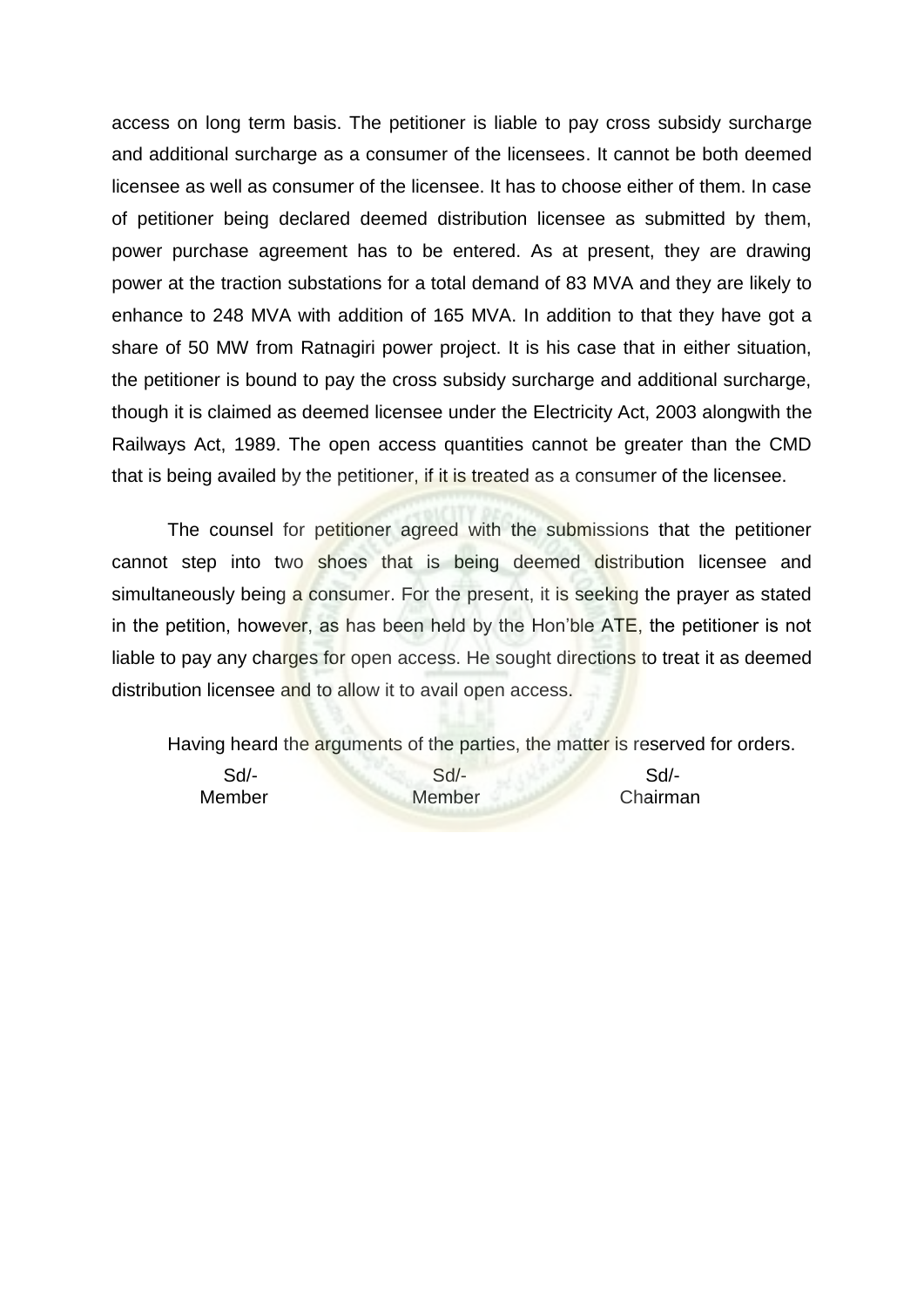access on long term basis. The petitioner is liable to pay cross subsidy surcharge and additional surcharge as a consumer of the licensees. It cannot be both deemed licensee as well as consumer of the licensee. It has to choose either of them. In case of petitioner being declared deemed distribution licensee as submitted by them, power purchase agreement has to be entered. As at present, they are drawing power at the traction substations for a total demand of 83 MVA and they are likely to enhance to 248 MVA with addition of 165 MVA. In addition to that they have got a share of 50 MW from Ratnagiri power project. It is his case that in either situation, the petitioner is bound to pay the cross subsidy surcharge and additional surcharge, though it is claimed as deemed licensee under the Electricity Act, 2003 alongwith the Railways Act, 1989. The open access quantities cannot be greater than the CMD that is being availed by the petitioner, if it is treated as a consumer of the licensee.

The counsel for petitioner agreed with the submissions that the petitioner cannot step into two shoes that is being deemed distribution licensee and simultaneously being a consumer. For the present, it is seeking the prayer as stated in the petition, however, as has been held by the Hon'ble ATE, the petitioner is not liable to pay any charges for open access. He sought directions to treat it as deemed distribution licensee and to allow it to avail open access.

Having heard the arguments of the parties, the matter is reserved for orders.

| Sd/- | Sd/- | Sd/- |
|---|---|---|
| Member | Member | Chairman |